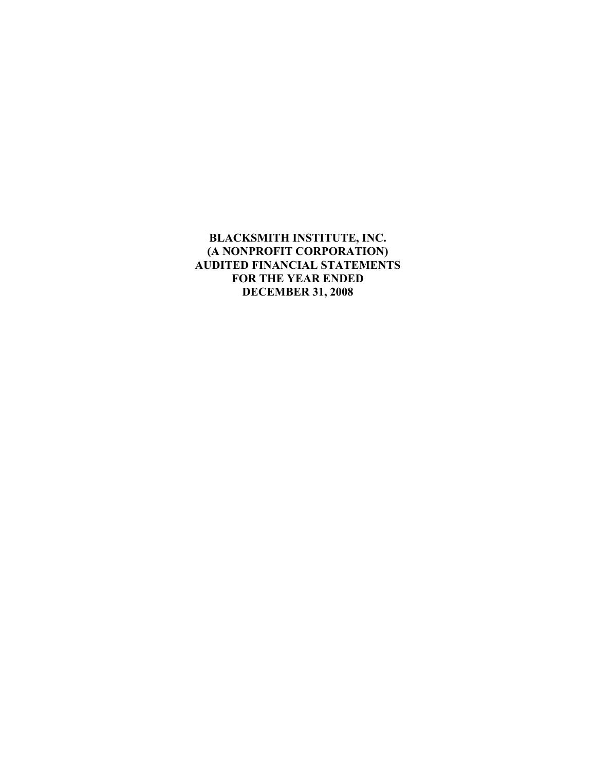# BLACKSMITH INSTITUTE, INC.
# (A NONPROFIT CORPORATION)
# AUDITED FINANCIAL STATEMENTS
# FOR THE YEAR ENDED
# DECEMBER 31, 2008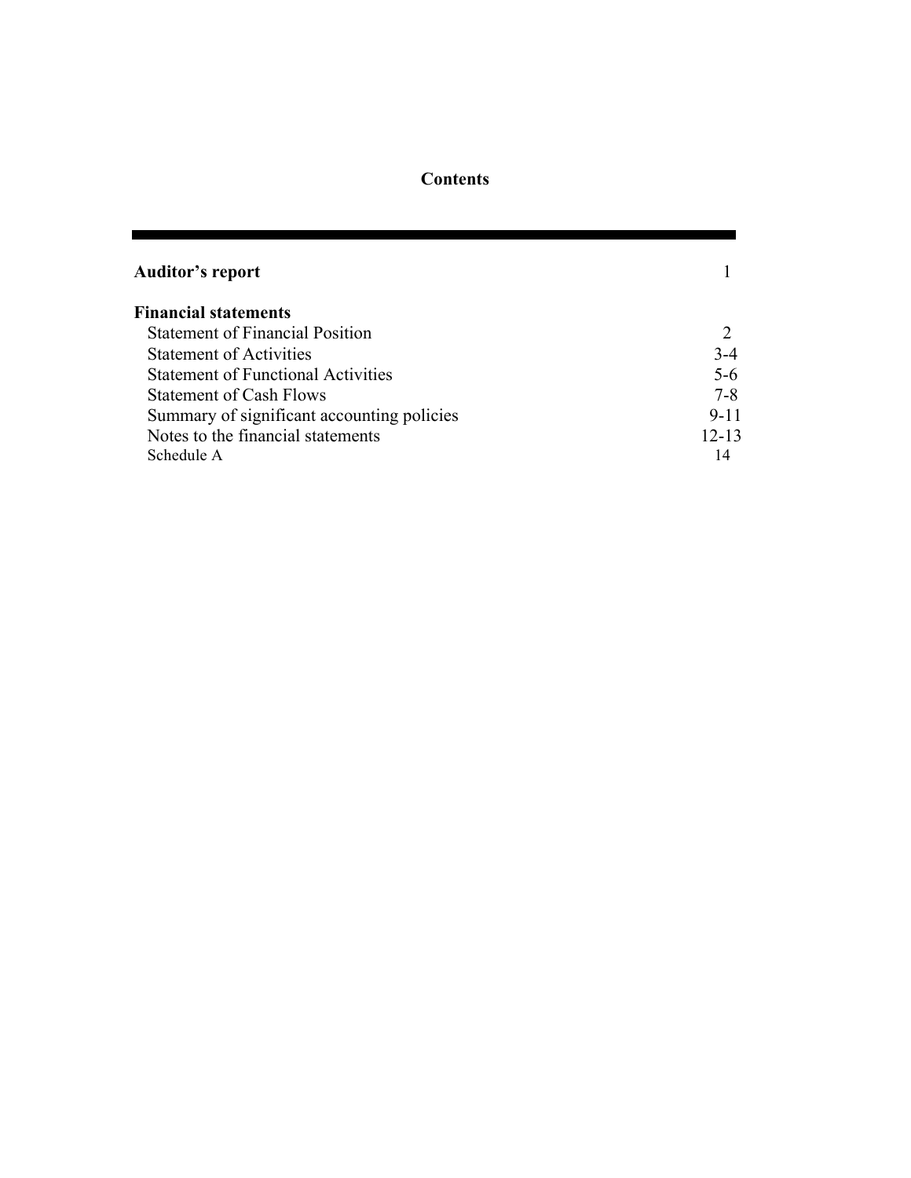# Contents

| | |
|---|---|
| **Auditor's report** | 1 |
| **Financial statements** | |
| Statement of Financial Position | 2 |
| Statement of Activities | 3-4 |
| Statement of Functional Activities | 5-6 |
| Statement of Cash Flows | 7-8 |
| Summary of significant accounting policies | 9-11 |
| Notes to the financial statements | 12-13 |
| Schedule A | 14 |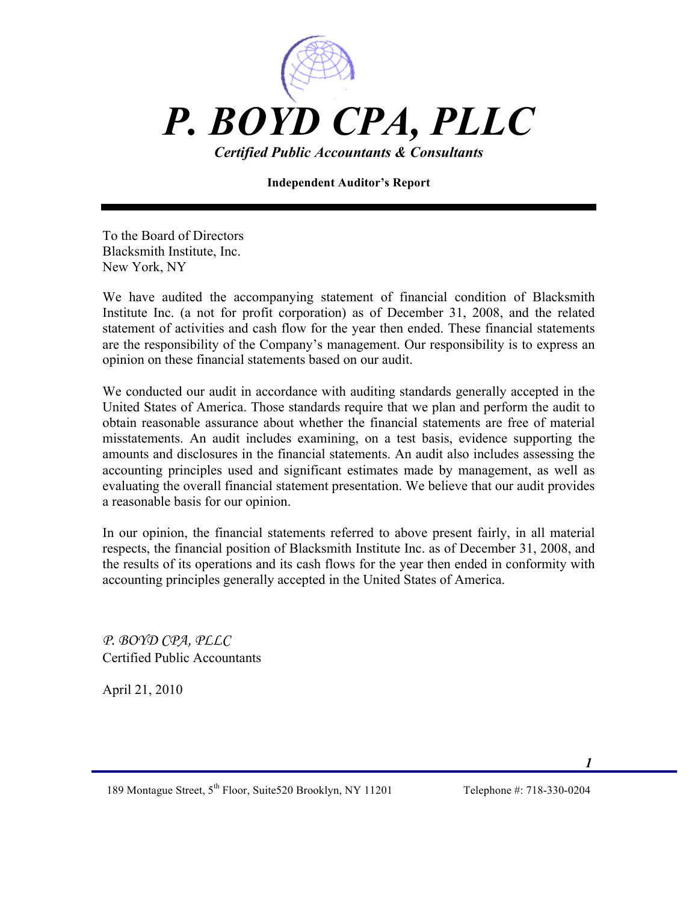# P. BOYD CPA, PLLC

***Certified Public Accountants & Consultants***

**Independent Auditor's Report**

---

To the Board of Directors
Blacksmith Institute, Inc.
New York, NY

We have audited the accompanying statement of financial condition of Blacksmith Institute Inc. (a not for profit corporation) as of December 31, 2008, and the related statement of activities and cash flow for the year then ended. These financial statements are the responsibility of the Company's management. Our responsibility is to express an opinion on these financial statements based on our audit.

We conducted our audit in accordance with auditing standards generally accepted in the United States of America. Those standards require that we plan and perform the audit to obtain reasonable assurance about whether the financial statements are free of material misstatements. An audit includes examining, on a test basis, evidence supporting the amounts and disclosures in the financial statements. An audit also includes assessing the accounting principles used and significant estimates made by management, as well as evaluating the overall financial statement presentation. We believe that our audit provides a reasonable basis for our opinion.

In our opinion, the financial statements referred to above present fairly, in all material respects, the financial position of Blacksmith Institute Inc. as of December 31, 2008, and the results of its operations and its cash flows for the year then ended in conformity with accounting principles generally accepted in the United States of America.

*P. BOYD CPA, PLLC*
Certified Public Accountants

April 21, 2010

189 Montague Street, 5th Floor, Suite520 Brooklyn, NY 11201 Telephone #: 718-330-0204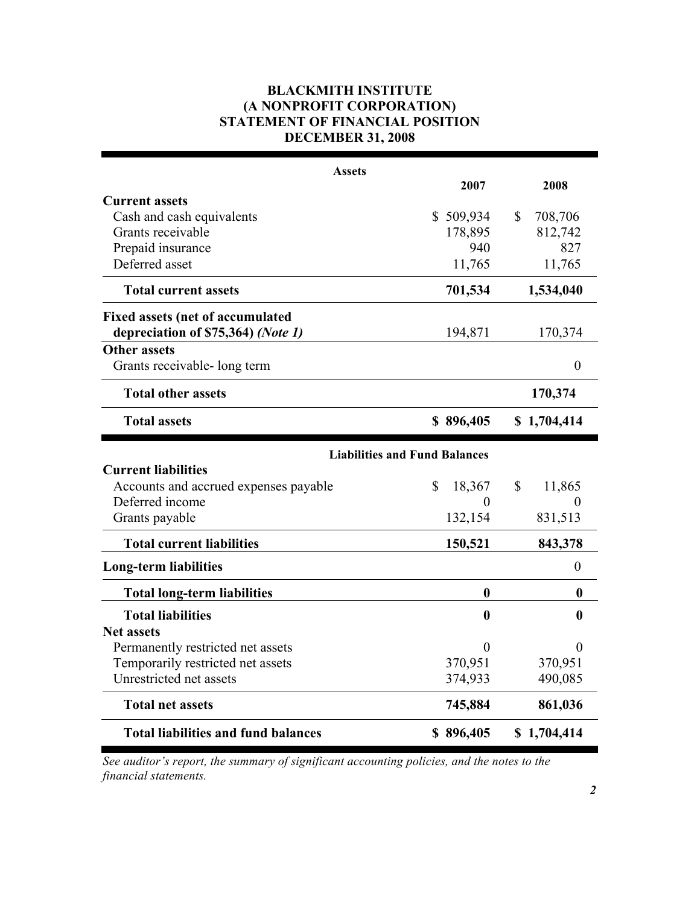**BLACKMITH INSTITUTE**
**(A NONPROFIT CORPORATION)**
**STATEMENT OF FINANCIAL POSITION**
**DECEMBER 31, 2008**

| **Assets** | **2007** | **2008** |
|---|---|---|
| **Current assets** | | |
| Cash and cash equivalents | $ 509,934 | $ 708,706 |
| Grants receivable | 178,895 | 812,742 |
| Prepaid insurance | 940 | 827 |
| Deferred asset | 11,765 | 11,765 |
| **Total current assets** | **701,534** | **1,534,040** |
| **Fixed assets (net of accumulated depreciation of $75,364)** ***(Note 1)*** | 194,871 | 170,374 |
| **Other assets** | | |
| Grants receivable- long term | | 0 |
| **Total other assets** | | **170,374** |
| **Total assets** | **$ 896,405** | **$ 1,704,414** |
| **Liabilities and Fund Balances** | | |
| **Current liabilities** | | |
| Accounts and accrued expenses payable | $ 18,367 | $ 11,865 |
| Deferred income | 0 | 0 |
| Grants payable | 132,154 | 831,513 |
| **Total current liabilities** | **150,521** | **843,378** |
| **Long-term liabilities** | | 0 |
| **Total long-term liabilities** | **0** | **0** |
| **Total liabilities** | **0** | **0** |
| **Net assets** | | |
| Permanently restricted net assets | 0 | 0 |
| Temporarily restricted net assets | 370,951 | 370,951 |
| Unrestricted net assets | 374,933 | 490,085 |
| **Total net assets** | **745,884** | **861,036** |
| **Total liabilities and fund balances** | **$ 896,405** | **$ 1,704,414** |

*See auditor's report, the summary of significant accounting policies, and the notes to the financial statements.*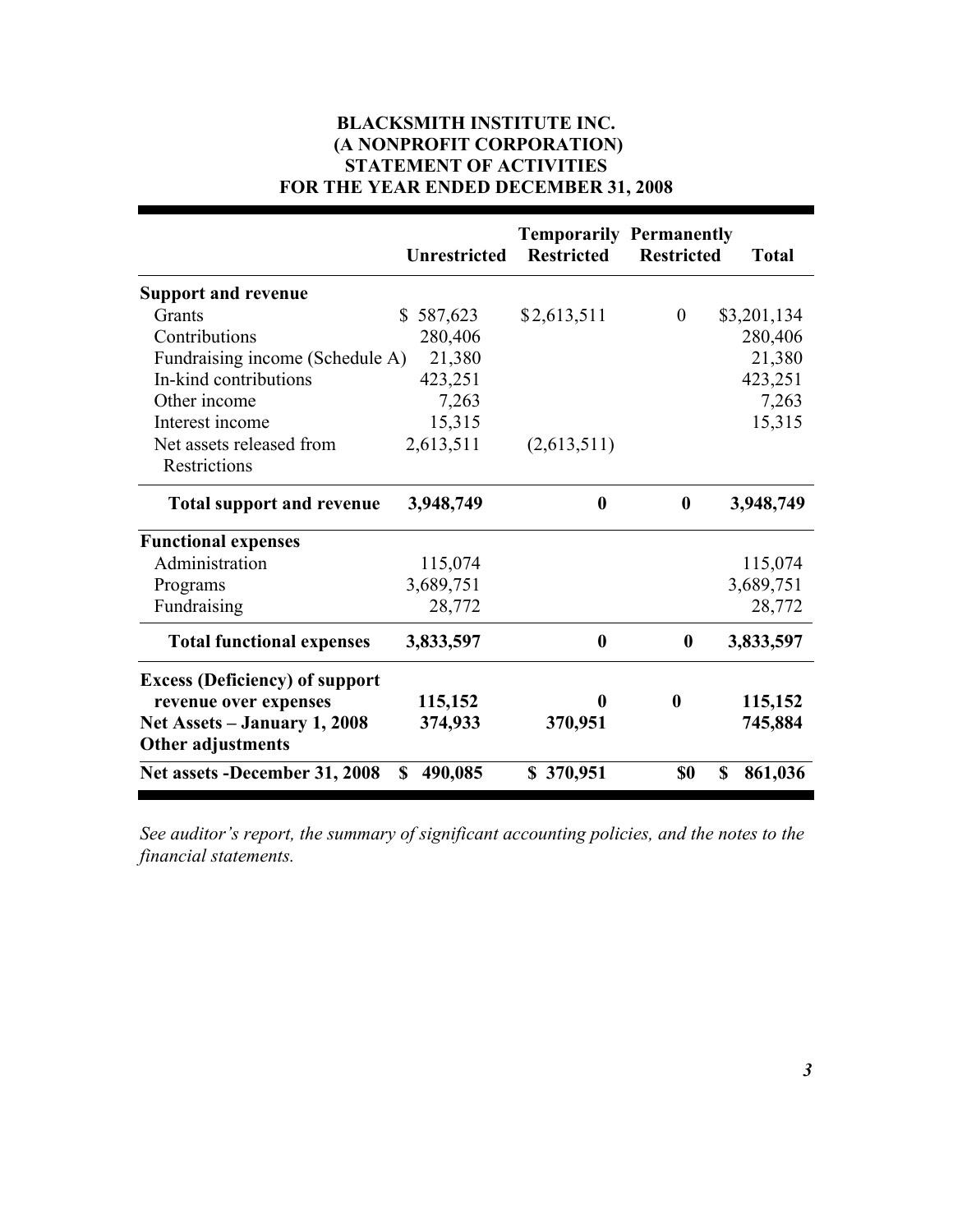# BLACKSMITH INSTITUTE INC.
# (A NONPROFIT CORPORATION)
# STATEMENT OF ACTIVITIES
# FOR THE YEAR ENDED DECEMBER 31, 2008

| | Unrestricted | Temporarily Restricted | Permanently Restricted | Total |
|---|---|---|---|---|
| **Support and revenue** | | | | |
| Grants | $ 587,623 | $2,613,511 | 0 | $3,201,134 |
| Contributions | 280,406 | | | 280,406 |
| Fundraising income (Schedule A) | 21,380 | | | 21,380 |
| In-kind contributions | 423,251 | | | 423,251 |
| Other income | 7,263 | | | 7,263 |
| Interest income | 15,315 | | | 15,315 |
| Net assets released from Restrictions | 2,613,511 | (2,613,511) | | |
| **Total support and revenue** | **3,948,749** | **0** | **0** | **3,948,749** |
| **Functional expenses** | | | | |
| Administration | 115,074 | | | 115,074 |
| Programs | 3,689,751 | | | 3,689,751 |
| Fundraising | 28,772 | | | 28,772 |
| **Total functional expenses** | **3,833,597** | **0** | **0** | **3,833,597** |
| **Excess (Deficiency) of support revenue over expenses** | **115,152** | **0** | **0** | **115,152** |
| **Net Assets – January 1, 2008** | **374,933** | **370,951** | | **745,884** |
| **Other adjustments** | | | | |
| **Net assets -December 31, 2008** | **$ 490,085** | **$ 370,951** | **$0** | **$ 861,036** |

*See auditor's report, the summary of significant accounting policies, and the notes to the financial statements.*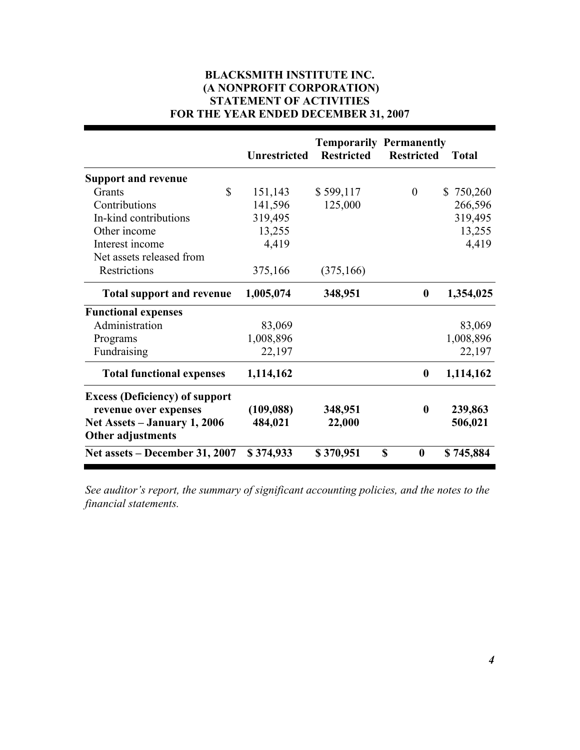**BLACKSMITH INSTITUTE INC.**
**(A NONPROFIT CORPORATION)**
**STATEMENT OF ACTIVITIES**
**FOR THE YEAR ENDED DECEMBER 31, 2007**

| | Unrestricted | Temporarily Restricted | Permanently Restricted | Total |
|---|---|---|---|---|
| **Support and revenue** | | | | |
| Grants | $ 151,143 | $ 599,117 | 0 | $ 750,260 |
| Contributions | 141,596 | 125,000 | | 266,596 |
| In-kind contributions | 319,495 | | | 319,495 |
| Other income | 13,255 | | | 13,255 |
| Interest income | 4,419 | | | 4,419 |
| Net assets released from Restrictions | 375,166 | (375,166) | | |
| **Total support and revenue** | **1,005,074** | **348,951** | **0** | **1,354,025** |
| **Functional expenses** | | | | |
| Administration | 83,069 | | | 83,069 |
| Programs | 1,008,896 | | | 1,008,896 |
| Fundraising | 22,197 | | | 22,197 |
| **Total functional expenses** | **1,114,162** | | **0** | **1,114,162** |
| **Excess (Deficiency) of support revenue over expenses** | **(109,088)** | **348,951** | **0** | **239,863** |
| **Net Assets – January 1, 2006** | **484,021** | **22,000** | | **506,021** |
| **Other adjustments** | | | | |
| **Net assets – December 31, 2007** | **$ 374,933** | **$ 370,951** | **$ 0** | **$ 745,884** |

*See auditor's report, the summary of significant accounting policies, and the notes to the financial statements.*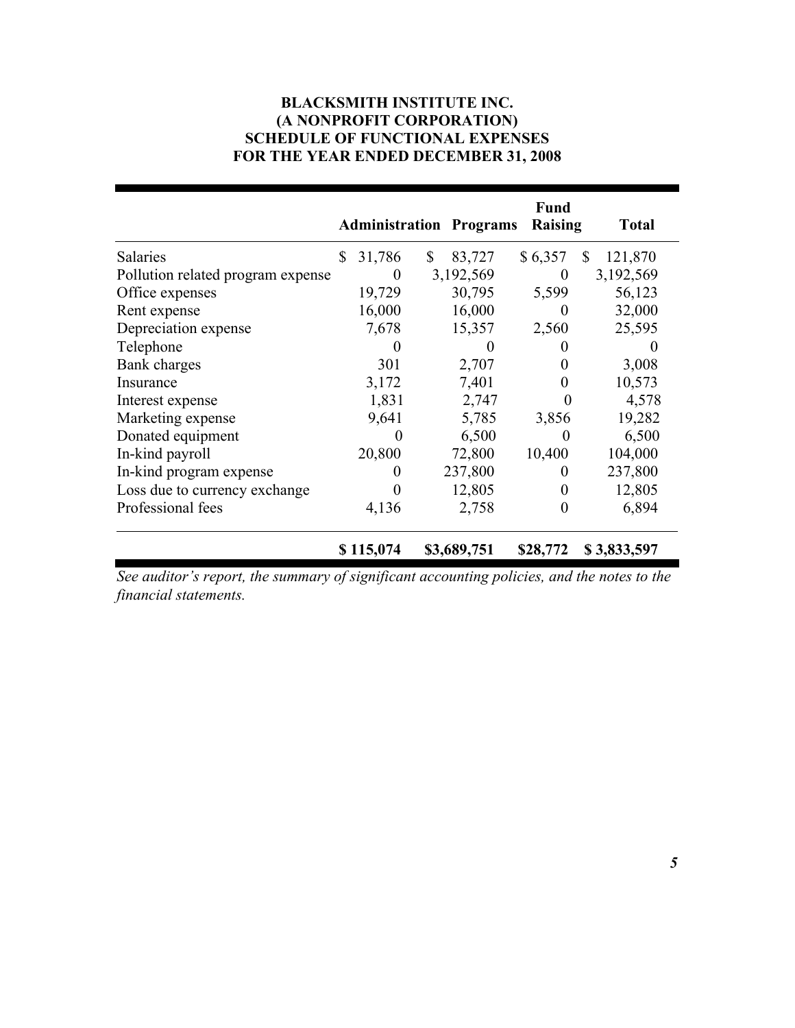**BLACKSMITH INSTITUTE INC.**
**(A NONPROFIT CORPORATION)**
**SCHEDULE OF FUNCTIONAL EXPENSES**
**FOR THE YEAR ENDED DECEMBER 31, 2008**

| | Administration | Programs | Fund Raising | Total |
|---|---|---|---|---|
| Salaries | $ 31,786 | $ 83,727 | $ 6,357 | $ 121,870 |
| Pollution related program expense | 0 | 3,192,569 | 0 | 3,192,569 |
| Office expenses | 19,729 | 30,795 | 5,599 | 56,123 |
| Rent expense | 16,000 | 16,000 | 0 | 32,000 |
| Depreciation expense | 7,678 | 15,357 | 2,560 | 25,595 |
| Telephone | 0 | 0 | 0 | 0 |
| Bank charges | 301 | 2,707 | 0 | 3,008 |
| Insurance | 3,172 | 7,401 | 0 | 10,573 |
| Interest expense | 1,831 | 2,747 | 0 | 4,578 |
| Marketing expense | 9,641 | 5,785 | 3,856 | 19,282 |
| Donated equipment | 0 | 6,500 | 0 | 6,500 |
| In-kind payroll | 20,800 | 72,800 | 10,400 | 104,000 |
| In-kind program expense | 0 | 237,800 | 0 | 237,800 |
| Loss due to currency exchange | 0 | 12,805 | 0 | 12,805 |
| Professional fees | 4,136 | 2,758 | 0 | 6,894 |
| | **$ 115,074** | **$3,689,751** | **$28,772** | **$ 3,833,597** |

*See auditor's report, the summary of significant accounting policies, and the notes to the financial statements.*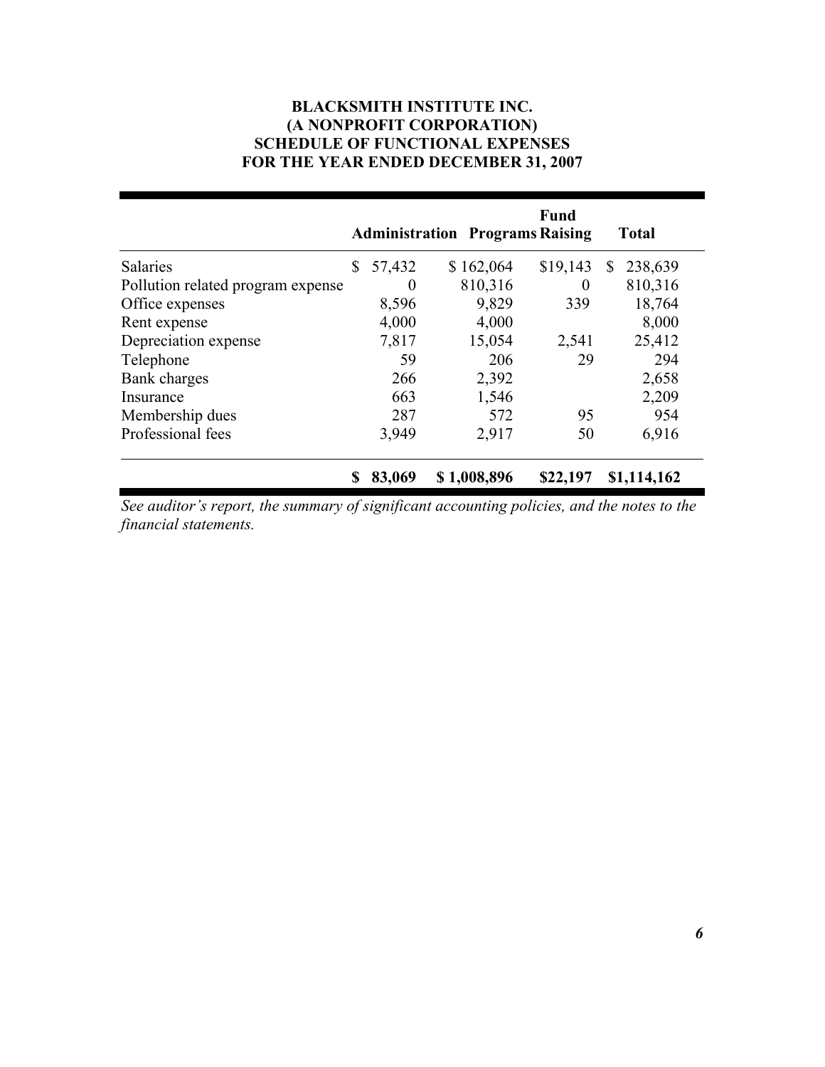# BLACKSMITH INSTITUTE INC.
## (A NONPROFIT CORPORATION)
## SCHEDULE OF FUNCTIONAL EXPENSES
## FOR THE YEAR ENDED DECEMBER 31, 2007

| | Administration | Programs | Fund Raising | Total |
|---|---|---|---|---|
| Salaries | $ 57,432 | $ 162,064 | $19,143 | $ 238,639 |
| Pollution related program expense | 0 | 810,316 | 0 | 810,316 |
| Office expenses | 8,596 | 9,829 | 339 | 18,764 |
| Rent expense | 4,000 | 4,000 | | 8,000 |
| Depreciation expense | 7,817 | 15,054 | 2,541 | 25,412 |
| Telephone | 59 | 206 | 29 | 294 |
| Bank charges | 266 | 2,392 | | 2,658 |
| Insurance | 663 | 1,546 | | 2,209 |
| Membership dues | 287 | 572 | 95 | 954 |
| Professional fees | 3,949 | 2,917 | 50 | 6,916 |
| | **$ 83,069** | **$ 1,008,896** | **$22,197** | **$1,114,162** |

*See auditor's report, the summary of significant accounting policies, and the notes to the financial statements.*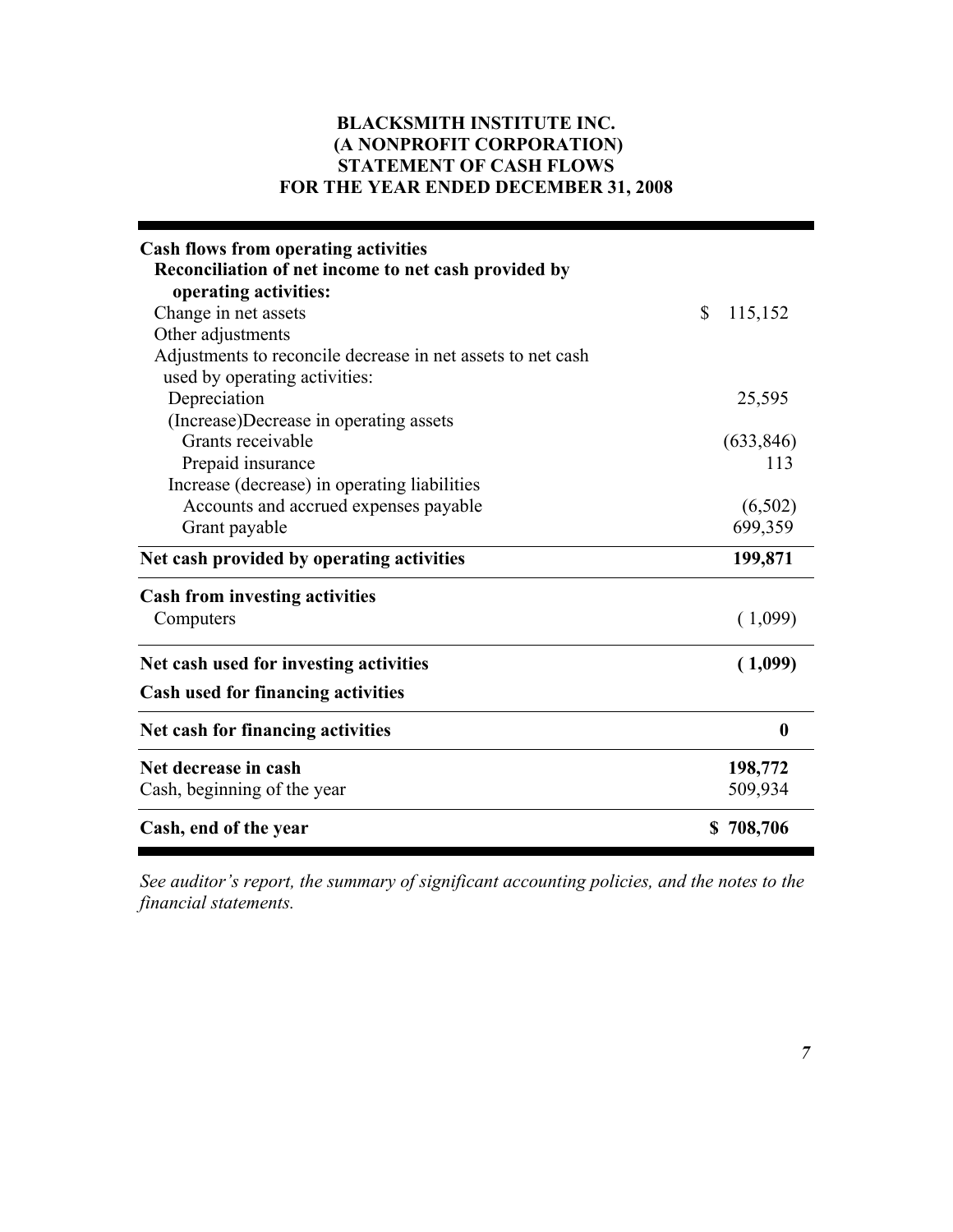**BLACKSMITH INSTITUTE INC.**
**(A NONPROFIT CORPORATION)**
**STATEMENT OF CASH FLOWS**
**FOR THE YEAR ENDED DECEMBER 31, 2008**

| | |
|---|---|
| **Cash flows from operating activities** | |
| **Reconciliation of net income to net cash provided by operating activities:** | |
| Change in net assets | $ 115,152 |
| Other adjustments | |
| Adjustments to reconcile decrease in net assets to net cash used by operating activities: | |
| Depreciation | 25,595 |
| (Increase)Decrease in operating assets | |
| Grants receivable | (633,846) |
| Prepaid insurance | 113 |
| Increase (decrease) in operating liabilities | |
| Accounts and accrued expenses payable | (6,502) |
| Grant payable | 699,359 |
| **Net cash provided by operating activities** | **199,871** |
| **Cash from investing activities** | |
| Computers | ( 1,099) |
| **Net cash used for investing activities** | **( 1,099)** |
| **Cash used for financing activities** | |
| **Net cash for financing activities** | **0** |
| **Net decrease in cash** | **198,772** |
| Cash, beginning of the year | 509,934 |
| **Cash, end of the year** | **$ 708,706** |

*See auditor's report, the summary of significant accounting policies, and the notes to the financial statements.*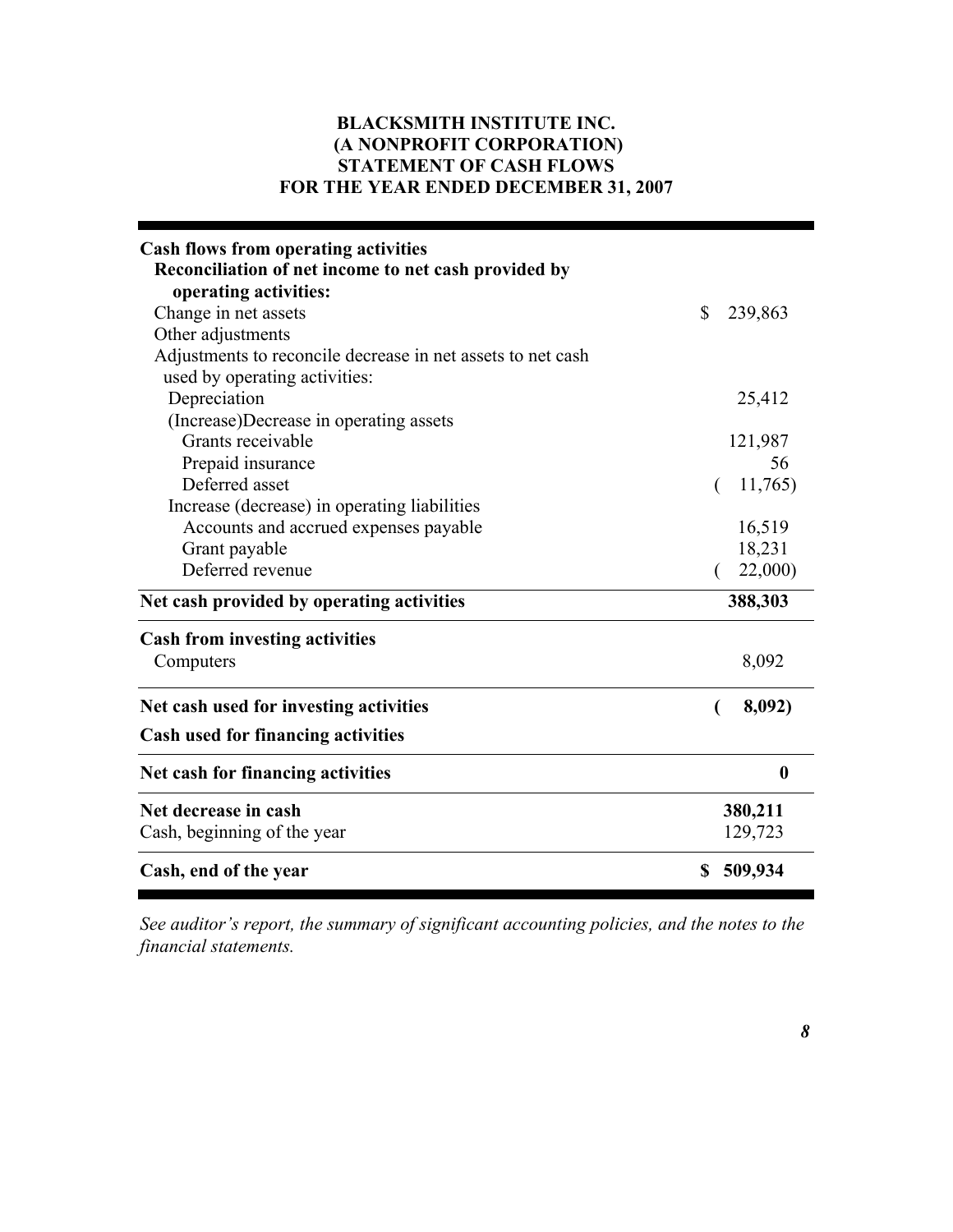**BLACKSMITH INSTITUTE INC.**
**(A NONPROFIT CORPORATION)**
**STATEMENT OF CASH FLOWS**
**FOR THE YEAR ENDED DECEMBER 31, 2007**

| | |
|---|---|
| **Cash flows from operating activities** | |
| **Reconciliation of net income to net cash provided by operating activities:** | |
| Change in net assets | $ 239,863 |
| Other adjustments | |
| Adjustments to reconcile decrease in net assets to net cash used by operating activities: | |
| Depreciation | 25,412 |
| (Increase)Decrease in operating assets | |
| Grants receivable | 121,987 |
| Prepaid insurance | 56 |
| Deferred asset | ( 11,765) |
| Increase (decrease) in operating liabilities | |
| Accounts and accrued expenses payable | 16,519 |
| Grant payable | 18,231 |
| Deferred revenue | ( 22,000) |
| **Net cash provided by operating activities** | **388,303** |
| **Cash from investing activities** | |
| Computers | 8,092 |
| **Net cash used for investing activities** | **( 8,092)** |
| **Cash used for financing activities** | |
| **Net cash for financing activities** | **0** |
| **Net decrease in cash** | **380,211** |
| Cash, beginning of the year | 129,723 |
| **Cash, end of the year** | **$ 509,934** |

*See auditor's report, the summary of significant accounting policies, and the notes to the financial statements.*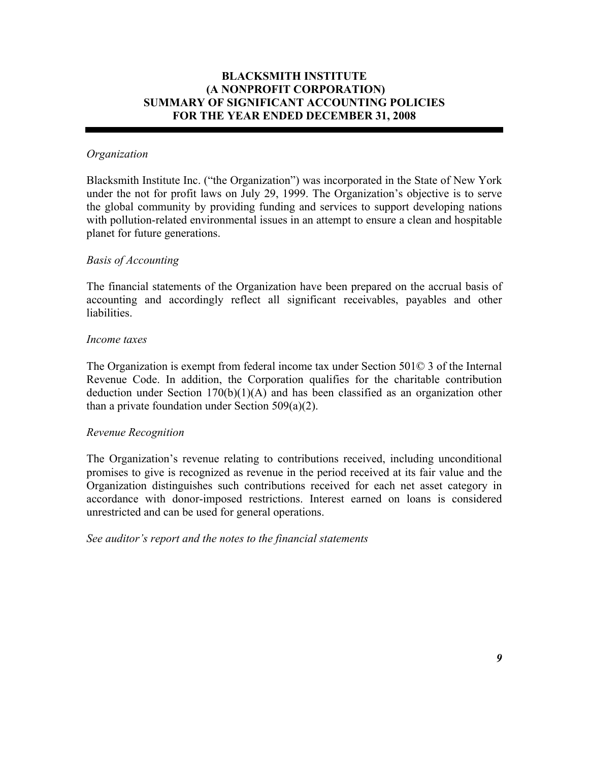# BLACKSMITH INSTITUTE
# (A NONPROFIT CORPORATION)
# SUMMARY OF SIGNIFICANT ACCOUNTING POLICIES
# FOR THE YEAR ENDED DECEMBER 31, 2008

*Organization*

Blacksmith Institute Inc. ("the Organization") was incorporated in the State of New York under the not for profit laws on July 29, 1999. The Organization's objective is to serve the global community by providing funding and services to support developing nations with pollution-related environmental issues in an attempt to ensure a clean and hospitable planet for future generations.

*Basis of Accounting*

The financial statements of the Organization have been prepared on the accrual basis of accounting and accordingly reflect all significant receivables, payables and other liabilities.

*Income taxes*

The Organization is exempt from federal income tax under Section 501© 3 of the Internal Revenue Code. In addition, the Corporation qualifies for the charitable contribution deduction under Section 170(b)(1)(A) and has been classified as an organization other than a private foundation under Section 509(a)(2).

*Revenue Recognition*

The Organization's revenue relating to contributions received, including unconditional promises to give is recognized as revenue in the period received at its fair value and the Organization distinguishes such contributions received for each net asset category in accordance with donor-imposed restrictions. Interest earned on loans is considered unrestricted and can be used for general operations.

*See auditor's report and the notes to the financial statements*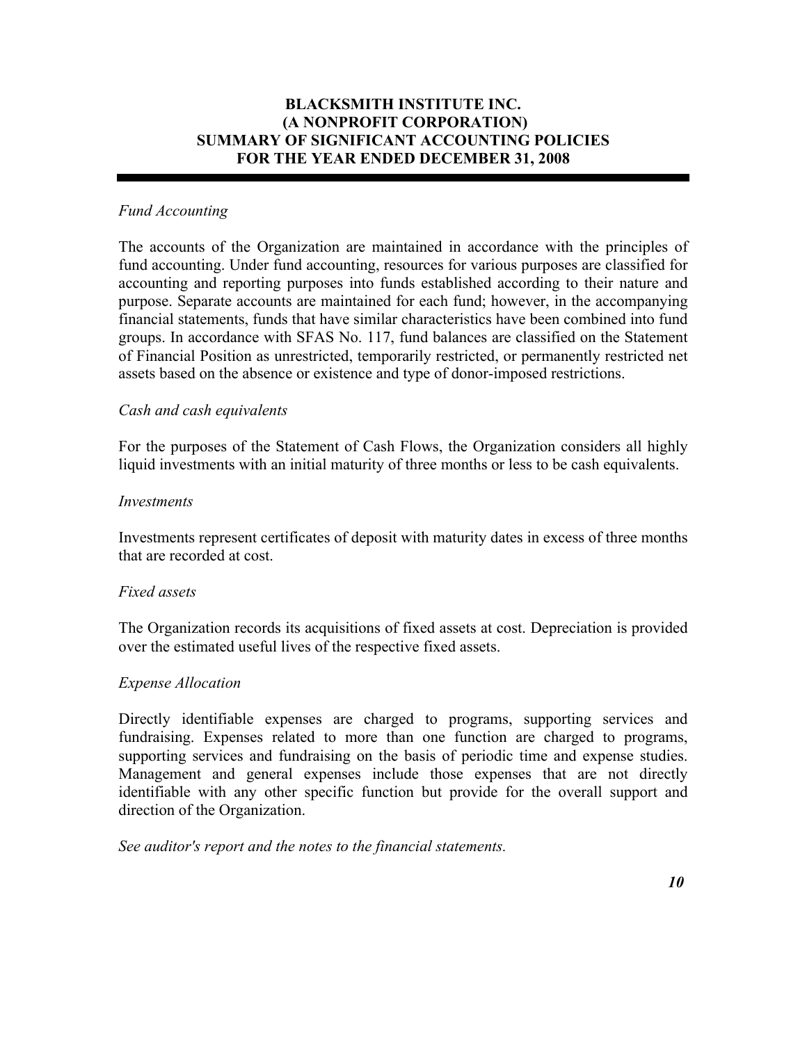# BLACKSMITH INSTITUTE INC.
# (A NONPROFIT CORPORATION)
# SUMMARY OF SIGNIFICANT ACCOUNTING POLICIES
# FOR THE YEAR ENDED DECEMBER 31, 2008

*Fund Accounting*

The accounts of the Organization are maintained in accordance with the principles of fund accounting. Under fund accounting, resources for various purposes are classified for accounting and reporting purposes into funds established according to their nature and purpose. Separate accounts are maintained for each fund; however, in the accompanying financial statements, funds that have similar characteristics have been combined into fund groups. In accordance with SFAS No. 117, fund balances are classified on the Statement of Financial Position as unrestricted, temporarily restricted, or permanently restricted net assets based on the absence or existence and type of donor-imposed restrictions.

*Cash and cash equivalents*

For the purposes of the Statement of Cash Flows, the Organization considers all highly liquid investments with an initial maturity of three months or less to be cash equivalents.

*Investments*

Investments represent certificates of deposit with maturity dates in excess of three months that are recorded at cost.

*Fixed assets*

The Organization records its acquisitions of fixed assets at cost. Depreciation is provided over the estimated useful lives of the respective fixed assets.

*Expense Allocation*

Directly identifiable expenses are charged to programs, supporting services and fundraising. Expenses related to more than one function are charged to programs, supporting services and fundraising on the basis of periodic time and expense studies. Management and general expenses include those expenses that are not directly identifiable with any other specific function but provide for the overall support and direction of the Organization.

*See auditor's report and the notes to the financial statements.*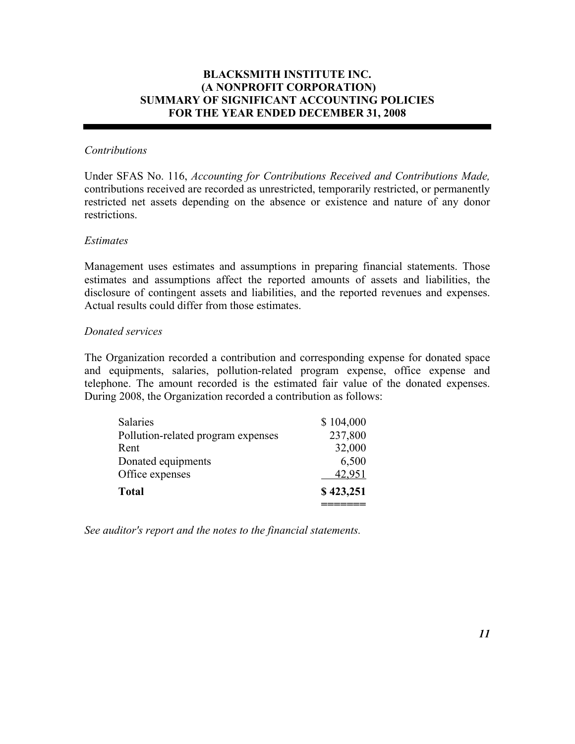# BLACKSMITH INSTITUTE INC.
# (A NONPROFIT CORPORATION)
# SUMMARY OF SIGNIFICANT ACCOUNTING POLICIES
# FOR THE YEAR ENDED DECEMBER 31, 2008

*Contributions*

Under SFAS No. 116, *Accounting for Contributions Received and Contributions Made,* contributions received are recorded as unrestricted, temporarily restricted, or permanently restricted net assets depending on the absence or existence and nature of any donor restrictions.

*Estimates*

Management uses estimates and assumptions in preparing financial statements. Those estimates and assumptions affect the reported amounts of assets and liabilities, the disclosure of contingent assets and liabilities, and the reported revenues and expenses. Actual results could differ from those estimates.

*Donated services*

The Organization recorded a contribution and corresponding expense for donated space and equipments, salaries, pollution-related program expense, office expense and telephone. The amount recorded is the estimated fair value of the donated expenses. During 2008, the Organization recorded a contribution as follows:

| | |
|---|---|
| Salaries | $ 104,000 |
| Pollution-related program expenses | 237,800 |
| Rent | 32,000 |
| Donated equipments | 6,500 |
| Office expenses | 42,951 |
| **Total** | **$ 423,251** |

*See auditor's report and the notes to the financial statements.*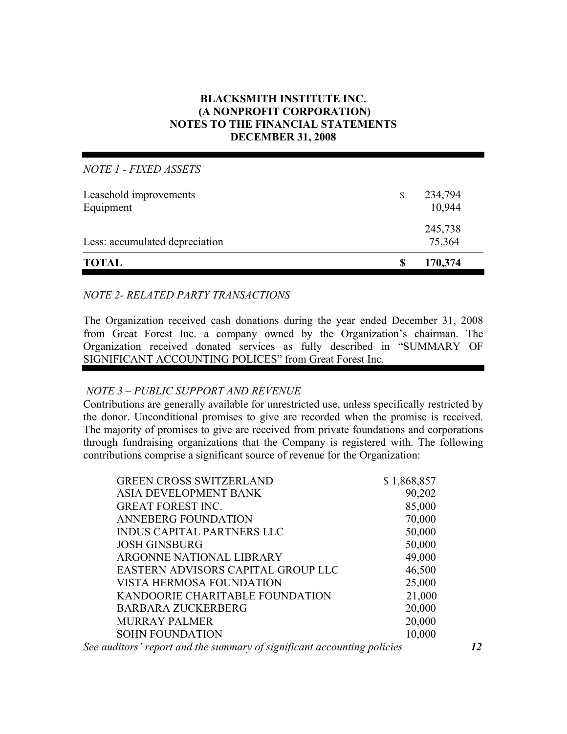**BLACKSMITH INSTITUTE INC.**
**(A NONPROFIT CORPORATION)**
**NOTES TO THE FINANCIAL STATEMENTS**
**DECEMBER 31, 2008**

*NOTE 1 - FIXED ASSETS*

| | |
|---|---|
| Leasehold improvements | $ 234,794 |
| Equipment | 10,944 |
| | 245,738 |
| Less: accumulated depreciation | 75,364 |
| **TOTAL** | **$ 170,374** |

*NOTE 2- RELATED PARTY TRANSACTIONS*

The Organization received cash donations during the year ended December 31, 2008 from Great Forest Inc. a company owned by the Organization's chairman. The Organization received donated services as fully described in "SUMMARY OF SIGNIFICANT ACCOUNTING POLICES" from Great Forest Inc.

*NOTE 3 – PUBLIC SUPPORT AND REVENUE*

Contributions are generally available for unrestricted use, unless specifically restricted by the donor. Unconditional promises to give are recorded when the promise is received. The majority of promises to give are received from private foundations and corporations through fundraising organizations that the Company is registered with. The following contributions comprise a significant source of revenue for the Organization:

| | |
|---|---|
| GREEN CROSS SWITZERLAND | $ 1,868,857 |
| ASIA DEVELOPMENT BANK | 90,202 |
| GREAT FOREST INC. | 85,000 |
| ANNEBERG FOUNDATION | 70,000 |
| INDUS CAPITAL PARTNERS LLC | 50,000 |
| JOSH GINSBURG | 50,000 |
| ARGONNE NATIONAL LIBRARY | 49,000 |
| EASTERN ADVISORS CAPITAL GROUP LLC | 46,500 |
| VISTA HERMOSA FOUNDATION | 25,000 |
| KANDOORIE CHARITABLE FOUNDATION | 21,000 |
| BARBARA ZUCKERBERG | 20,000 |
| MURRAY PALMER | 20,000 |
| SOHN FOUNDATION | 10,000 |

*See auditors' report and the summary of significant accounting policies*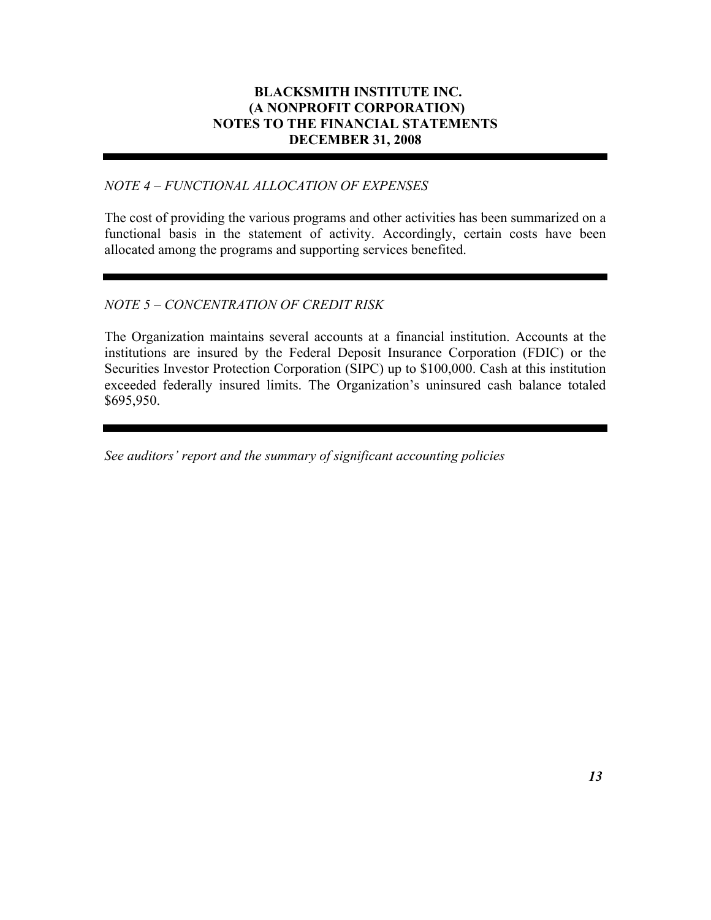**BLACKSMITH INSTITUTE INC.**
**(A NONPROFIT CORPORATION)**
**NOTES TO THE FINANCIAL STATEMENTS**
**DECEMBER 31, 2008**

*NOTE 4 – FUNCTIONAL ALLOCATION OF EXPENSES*

The cost of providing the various programs and other activities has been summarized on a functional basis in the statement of activity. Accordingly, certain costs have been allocated among the programs and supporting services benefited.

*NOTE 5 – CONCENTRATION OF CREDIT RISK*

The Organization maintains several accounts at a financial institution. Accounts at the institutions are insured by the Federal Deposit Insurance Corporation (FDIC) or the Securities Investor Protection Corporation (SIPC) up to $100,000. Cash at this institution exceeded federally insured limits. The Organization's uninsured cash balance totaled $695,950.

*See auditors' report and the summary of significant accounting policies*